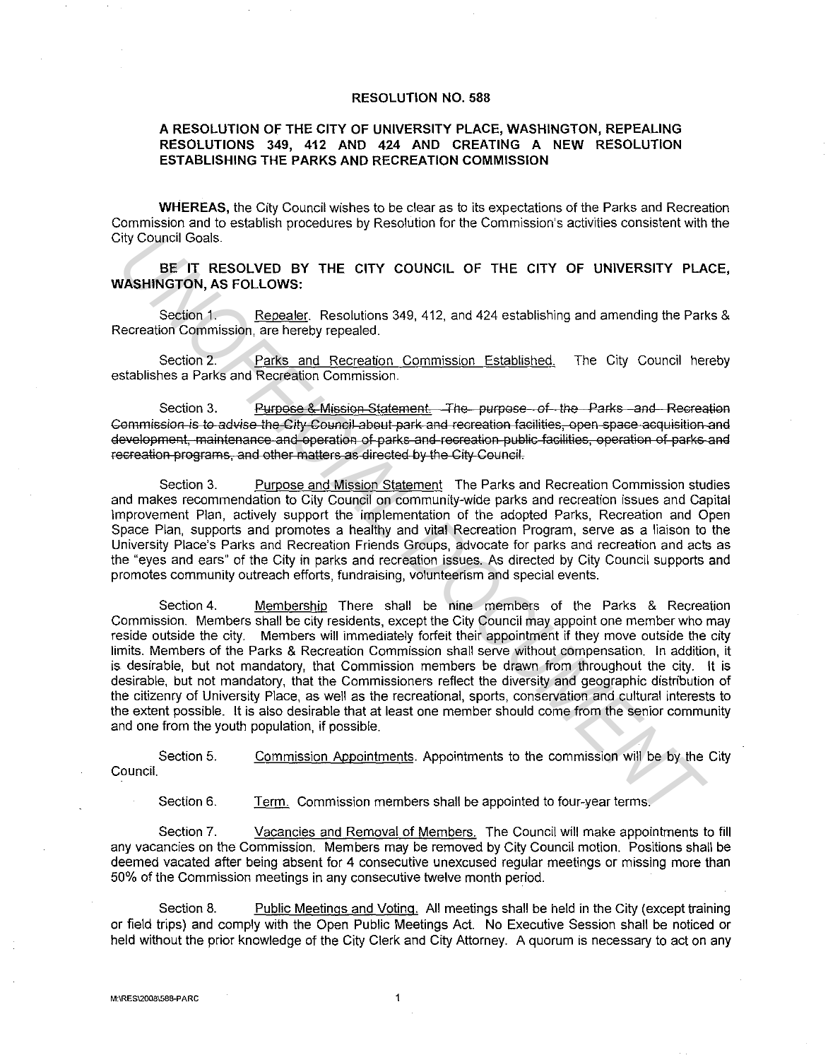# RESOLUTION NO. 588

## A RESOLUTION OF THE CITY OF UNIVERSITY PLACE, WASHINGTON, REPEALING RESOLUTIONS 349, 412 AND 424 AND CREATING A NEW RESOLUTION ESTABLISHING THE PARKS AND RECREATION COMMISSION

**WHEREAS,** the City Council wishes to be clear as to its expectations of the Parks and Recreation Commission and to establish procedures by Resolution for the Commission's activities consistent with the City Council Goals.

**BE IT RESOLVED BY THE CITY COUNCIL OF THE CITY OF UNIVERSITY PLACE, WASHINGTON, AS FOLLOWS:**

Section 1. Repealer. Resolutions 349, 412, and 424 establishing and amending the Parks & Recreation Commission, are hereby repealed.

Section 2. Parks and Recreation Commission Established. The City Council hereby establishes a Parks and Recreation Commission.

Section 3. ~~Purpose & Mission Statement. The purpose of the Parks and Recreation Commission is to advise the City Council about park and recreation facilities, open space acquisition and development, maintenance and operation of parks and recreation public facilities, operation of parks and recreation programs, and other matters as directed by the City Council.~~

Section 3. Purpose and Mission Statement The Parks and Recreation Commission studies and makes recommendation to City Council on community-wide parks and recreation issues and Capital Improvement Plan, actively support the implementation of the adopted Parks, Recreation and Open Space Plan, supports and promotes a healthy and vital Recreation Program, serve as a liaison to the University Place's Parks and Recreation Friends Groups, advocate for parks and recreation and acts as the "eyes and ears" of the City in parks and recreation issues. As directed by City Council supports and promotes community outreach efforts, fundraising, volunteerism and special events.

Section 4. Membership There shall be nine members of the Parks & Recreation Commission. Members shall be city residents, except the City Council may appoint one member who may reside outside the city. Members will immediately forfeit their appointment if they move outside the city limits. Members of the Parks & Recreation Commission shall serve without compensation. In addition, it is desirable, but not mandatory, that Commission members be drawn from throughout the city. It is desirable, but not mandatory, that the Commissioners reflect the diversity and geographic distribution of the citizenry of University Place, as well as the recreational, sports, conservation and cultural interests to the extent possible. It is also desirable that at least one member should come from the senior community and one from the youth population, if possible.

Section 5. Commission Appointments. Appointments to the commission will be by the City Council.

Section 6. Term. Commission members shall be appointed to four-year terms.

Section 7. Vacancies and Removal of Members. The Council will make appointments to fill any vacancies on the Commission. Members may be removed by City Council motion. Positions shall be deemed vacated after being absent for 4 consecutive unexcused regular meetings or missing more than 50% of the Commission meetings in any consecutive twelve month period.

Section 8. Public Meetings and Voting. All meetings shall be held in the City (except training or field trips) and comply with the Open Public Meetings Act. No Executive Session shall be noticed or held without the prior knowledge of the City Clerk and City Attorney. A quorum is necessary to act on any

M:\RES\2008\588-PARC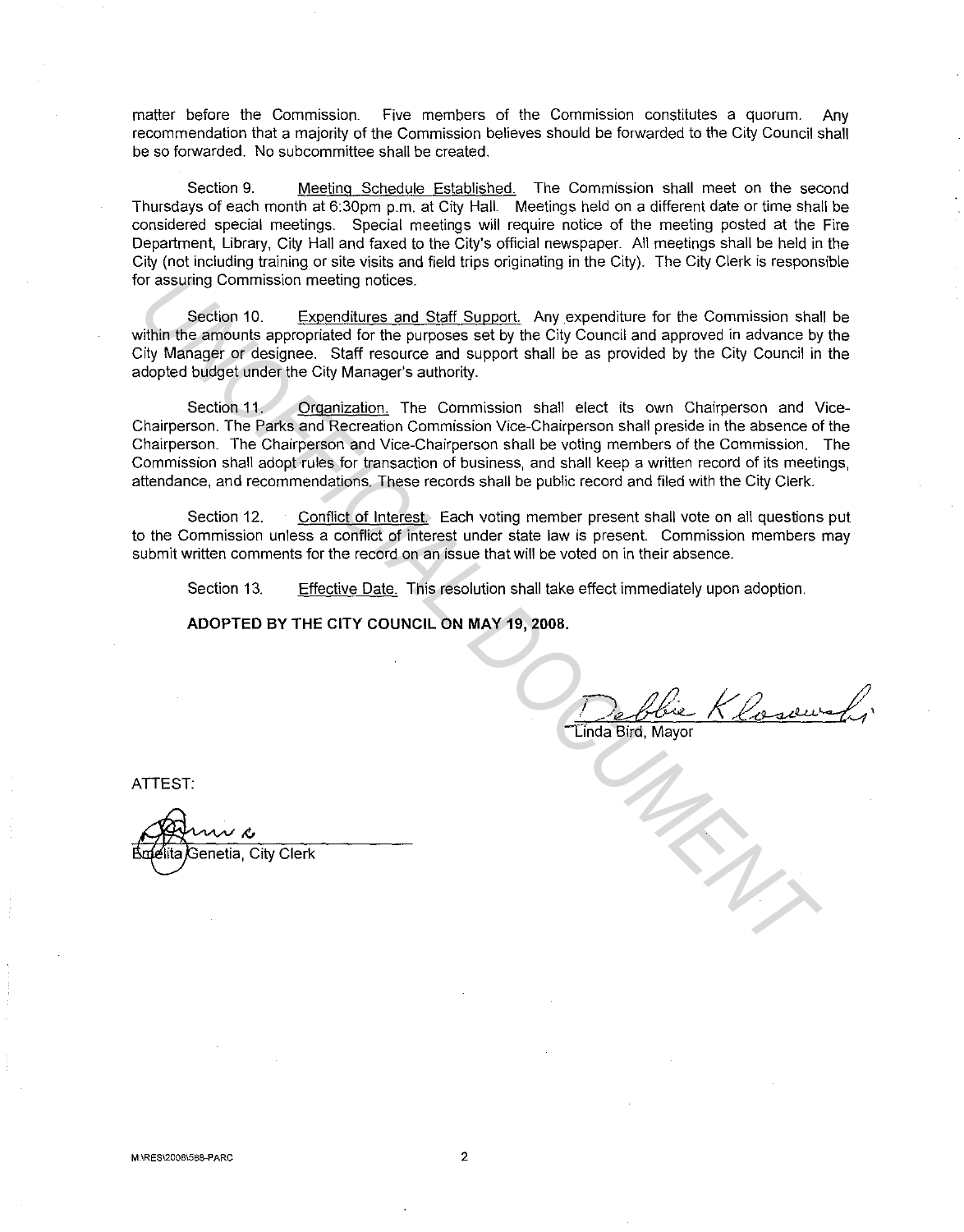matter before the Commission. Five members of the Commission constitutes a quorum. Any recommendation that a majority of the Commission believes should be forwarded to the City Council shall be so forwarded. No subcommittee shall be created.

Section 9. Meeting Schedule Established. The Commission shall meet on the second Thursdays of each month at 6:30pm p.m. at City Hall. Meetings held on a different date or time shall be considered special meetings. Special meetings will require notice of the meeting posted at the Fire Department, Library, City Hall and faxed to the City's official newspaper. All meetings shall be held in the City (not including training or site visits and field trips originating in the City). The City Clerk is responsible for assuring Commission meeting notices.

Section 10. Expenditures and Staff Support. Any expenditure for the Commission shall be within the amounts appropriated for the purposes set by the City Council and approved in advance by the City Manager or designee. Staff resource and support shall be as provided by the City Council in the adopted budget under the City Manager's authority.

Section 11. Organization. The Commission shall elect its own Chairperson and Vice-Chairperson. The Parks and Recreation Commission Vice-Chairperson shall preside in the absence of the Chairperson. The Chairperson and Vice-Chairperson shall be voting members of the Commission. The Commission shall adopt rules for transaction of business, and shall keep a written record of its meetings, attendance, and recommendations. These records shall be public record and filed with the City Clerk.

Section 12. Conflict of Interest. Each voting member present shall vote on all questions put to the Commission unless a conflict of interest under state law is present. Commission members may submit written comments for the record on an issue that will be voted on in their absence.

Section 13. Effective Date. This resolution shall take effect immediately upon adoption.

**ADOPTED BY THE CITY COUNCIL ON MAY 19, 2008.**

Debbie Klosowski

Linda Bird, Mayor

ATTEST:

Emelita Genetia, City Clerk

UNOFFICIAL DOCUMENT

M:\RES\2008\588-PARC